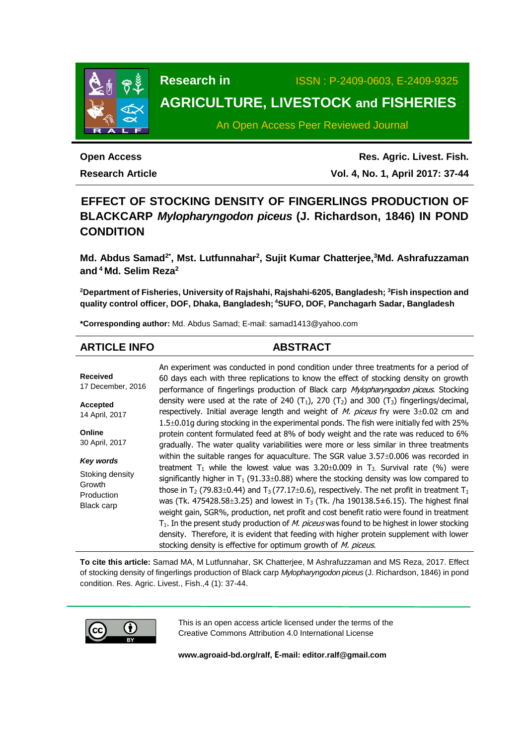# Research in AGRICULTURE, LIVESTOCK and FISHERIES

ISSN : P-2409-0603, E-2409-9325

An Open Access Peer Reviewed Journal

**Open Access**
**Research Article**

**Res. Agric. Livest. Fish.**
**Vol. 4, No. 1, April 2017: 37-44**

# EFFECT OF STOCKING DENSITY OF FINGERLINGS PRODUCTION OF BLACKCARP *Mylopharyngodon piceus* (J. Richardson, 1846) IN POND CONDITION

**Md. Abdus Samad[2*], Mst. Lutfunnahar[2], Sujit Kumar Chatterjee,[3]Md. Ashrafuzzaman and [4] Md. Selim Reza[2]**

**[2]Department of Fisheries, University of Rajshahi, Rajshahi-6205, Bangladesh; [3]Fish inspection and quality control officer, DOF, Dhaka, Bangladesh; [4]SUFO, DOF, Panchagarh Sadar, Bangladesh**

**\*Corresponding author:** Md. Abdus Samad; E-mail: samad1413@yahoo.com

## ARTICLE INFO

**Received**
17 December, 2016

**Accepted**
14 April, 2017

**Online**
30 April, 2017

***Key words***
Stoking density
Growth
Production
Black carp

## ABSTRACT

An experiment was conducted in pond condition under three treatments for a period of 60 days each with three replications to know the effect of stocking density on growth performance of fingerlings production of Black carp *Mylopharyngodon piceus*. Stocking density were used at the rate of 240 ($T_1$), 270 ($T_2$) and 300 ($T_3$) fingerlings/decimal, respectively. Initial average length and weight of *M. piceus* fry were 3$\pm$0.02 cm and 1.5$\pm$0.01g during stocking in the experimental ponds. The fish were initially fed with 25% protein content formulated feed at 8% of body weight and the rate was reduced to 6% gradually. The water quality variabilities were more or less similar in three treatments within the suitable ranges for aquaculture. The SGR value 3.57$\pm$0.006 was recorded in treatment $T_1$ while the lowest value was 3.20$\pm$0.009 in $T_3$. Survival rate (%) were significantly higher in $T_1$ (91.33$\pm$0.88) where the stocking density was low compared to those in $T_2$ (79.83$\pm$0.44) and $T_3$ (77.17$\pm$0.6), respectively. The net profit in treatment $T_1$ was (Tk. 475428.58$\pm$3.25) and lowest in $T_3$ (Tk. /ha 190138.5$\pm$6.15). The highest final weight gain, SGR%, production, net profit and cost benefit ratio were found in treatment $T_1$. In the present study production of *M. piceus* was found to be highest in lower stocking density. Therefore, it is evident that feeding with higher protein supplement with lower stocking density is effective for optimum growth of *M. piceus*.

**To cite this article:** Samad MA, M Lutfunnahar, SK Chatterjee, M Ashrafuzzaman and MS Reza, 2017. Effect of stocking density of fingerlings production of Black carp *Mylopharyngodon piceus* (J. Richardson, 1846) in pond condition. Res. Agric. Livest., Fish.,4 (1): 37-44.

This is an open access article licensed under the terms of the Creative Commons Attribution 4.0 International License

**www.agroaid-bd.org/ralf, E-mail: editor.ralf@gmail.com**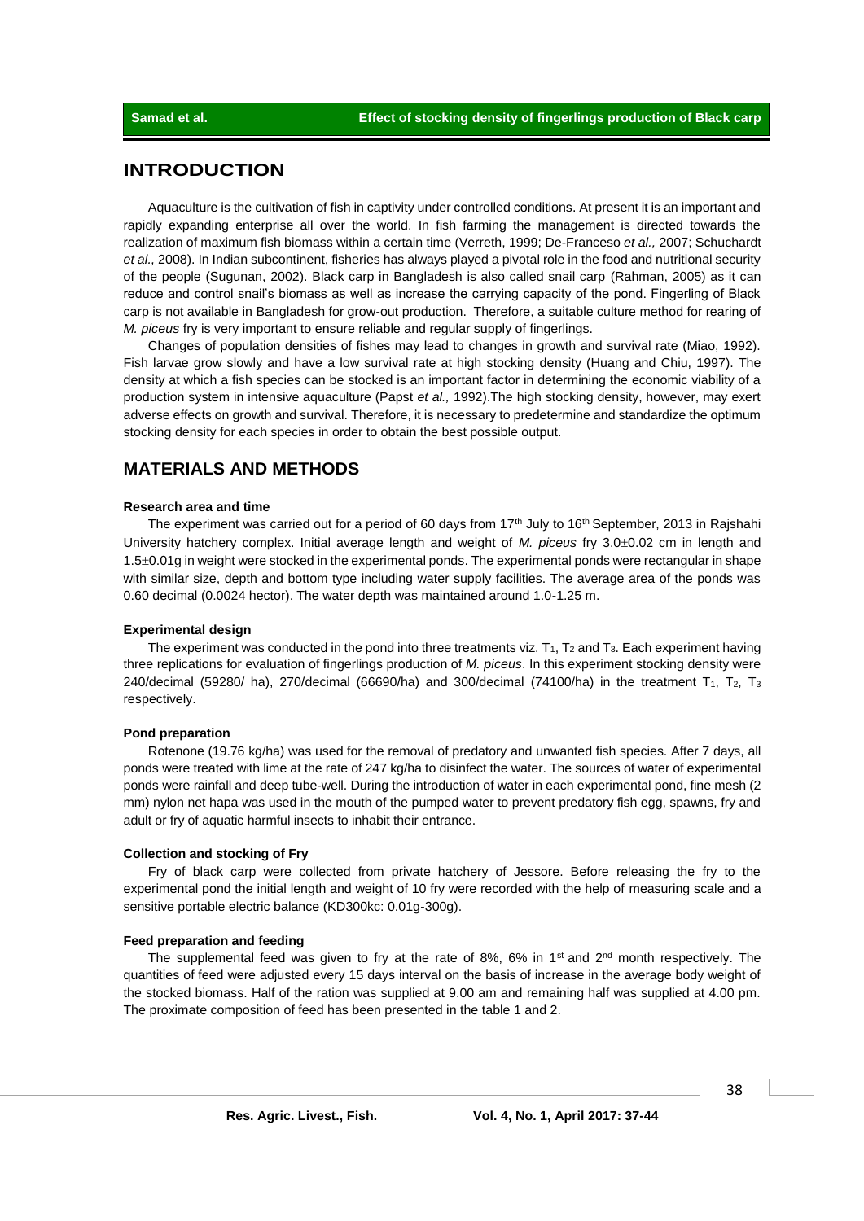## INTRODUCTION

Aquaculture is the cultivation of fish in captivity under controlled conditions. At present it is an important and rapidly expanding enterprise all over the world. In fish farming the management is directed towards the realization of maximum fish biomass within a certain time (Verreth, 1999; De-Franceso *et al.,* 2007; Schuchardt *et al.,* 2008). In Indian subcontinent, fisheries has always played a pivotal role in the food and nutritional security of the people (Sugunan, 2002). Black carp in Bangladesh is also called snail carp (Rahman, 2005) as it can reduce and control snail's biomass as well as increase the carrying capacity of the pond. Fingerling of Black carp is not available in Bangladesh for grow-out production. Therefore, a suitable culture method for rearing of *M. piceus* fry is very important to ensure reliable and regular supply of fingerlings.

Changes of population densities of fishes may lead to changes in growth and survival rate (Miao, 1992). Fish larvae grow slowly and have a low survival rate at high stocking density (Huang and Chiu, 1997). The density at which a fish species can be stocked is an important factor in determining the economic viability of a production system in intensive aquaculture (Papst *et al.,* 1992).The high stocking density, however, may exert adverse effects on growth and survival. Therefore, it is necessary to predetermine and standardize the optimum stocking density for each species in order to obtain the best possible output.

## MATERIALS AND METHODS

### Research area and time

The experiment was carried out for a period of 60 days from 17th July to 16th September, 2013 in Rajshahi University hatchery complex. Initial average length and weight of *M. piceus* fry 3.0±0.02 cm in length and 1.5±0.01g in weight were stocked in the experimental ponds. The experimental ponds were rectangular in shape with similar size, depth and bottom type including water supply facilities. The average area of the ponds was 0.60 decimal (0.0024 hector). The water depth was maintained around 1.0-1.25 m.

### Experimental design

The experiment was conducted in the pond into three treatments viz. $T_1$, $T_2$ and $T_3$. Each experiment having three replications for evaluation of fingerlings production of *M. piceus*. In this experiment stocking density were 240/decimal (59280/ ha), 270/decimal (66690/ha) and 300/decimal (74100/ha) in the treatment $T_1$, $T_2$, $T_3$ respectively.

### Pond preparation

Rotenone (19.76 kg/ha) was used for the removal of predatory and unwanted fish species. After 7 days, all ponds were treated with lime at the rate of 247 kg/ha to disinfect the water. The sources of water of experimental ponds were rainfall and deep tube-well. During the introduction of water in each experimental pond, fine mesh (2 mm) nylon net hapa was used in the mouth of the pumped water to prevent predatory fish egg, spawns, fry and adult or fry of aquatic harmful insects to inhabit their entrance.

### Collection and stocking of Fry

Fry of black carp were collected from private hatchery of Jessore. Before releasing the fry to the experimental pond the initial length and weight of 10 fry were recorded with the help of measuring scale and a sensitive portable electric balance (KD300kc: 0.01g-300g).

### Feed preparation and feeding

The supplemental feed was given to fry at the rate of 8%, 6% in 1st and 2nd month respectively. The quantities of feed were adjusted every 15 days interval on the basis of increase in the average body weight of the stocked biomass. Half of the ration was supplied at 9.00 am and remaining half was supplied at 4.00 pm. The proximate composition of feed has been presented in the table 1 and 2.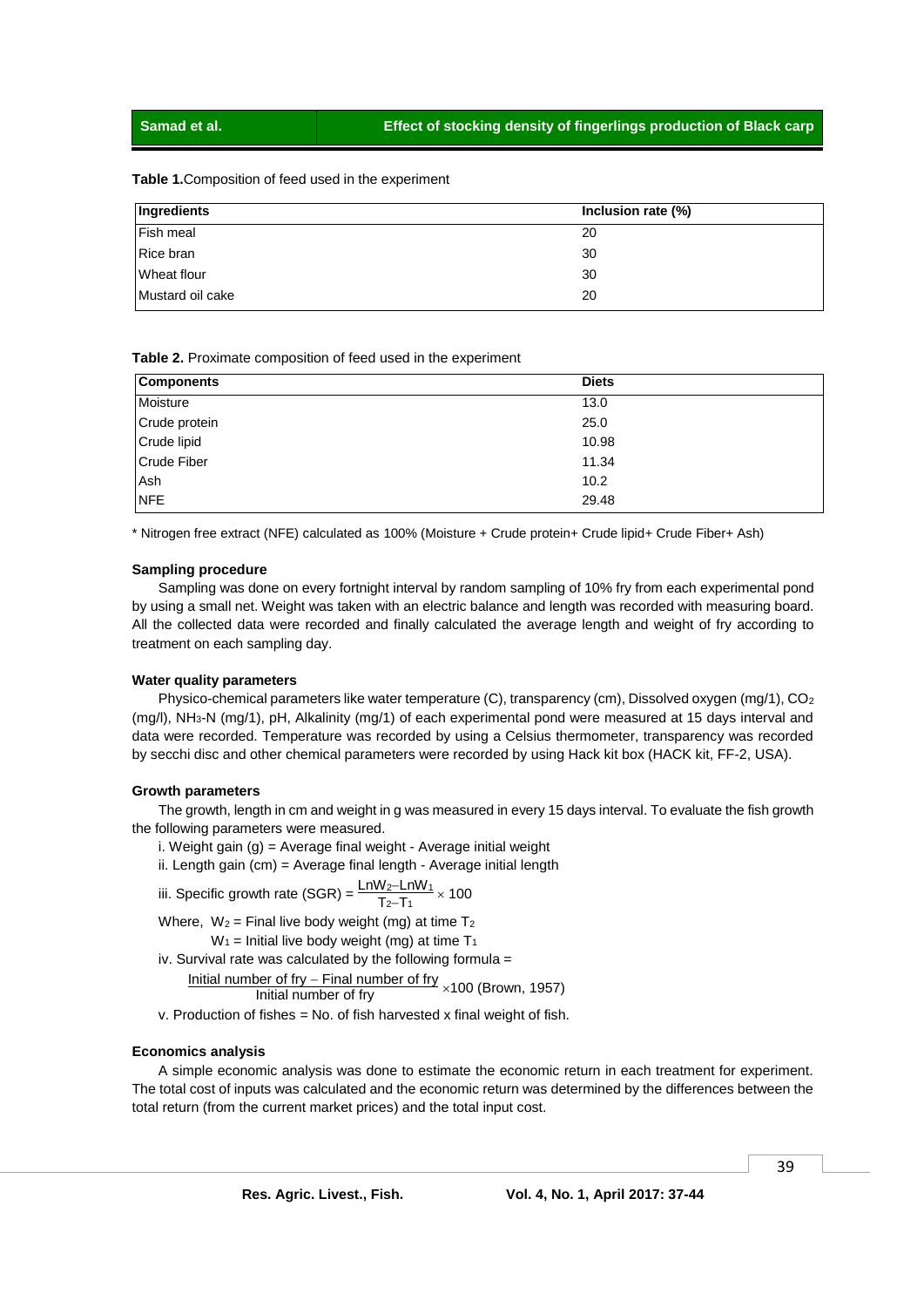**Table 1.** Composition of feed used in the experiment

| Ingredients | Inclusion rate (%) |
| --- | --- |
| Fish meal | 20 |
| Rice bran | 30 |
| Wheat flour | 30 |
| Mustard oil cake | 20 |

**Table 2.** Proximate composition of feed used in the experiment

| Components | Diets |
| --- | --- |
| Moisture | 13.0 |
| Crude protein | 25.0 |
| Crude lipid | 10.98 |
| Crude Fiber | 11.34 |
| Ash | 10.2 |
| NFE | 29.48 |

* Nitrogen free extract (NFE) calculated as 100% (Moisture + Crude protein+ Crude lipid+ Crude Fiber+ Ash)

#### Sampling procedure

Sampling was done on every fortnight interval by random sampling of 10% fry from each experimental pond by using a small net. Weight was taken with an electric balance and length was recorded with measuring board. All the collected data were recorded and finally calculated the average length and weight of fry according to treatment on each sampling day.

#### Water quality parameters

Physico-chemical parameters like water temperature (C), transparency (cm), Dissolved oxygen (mg/1), $CO_2$ (mg/l), $NH_3$-N (mg/1), pH, Alkalinity (mg/1) of each experimental pond were measured at 15 days interval and data were recorded. Temperature was recorded by using a Celsius thermometer, transparency was recorded by secchi disc and other chemical parameters were recorded by using Hack kit box (HACK kit, FF-2, USA).

#### Growth parameters

The growth, length in cm and weight in g was measured in every 15 days interval. To evaluate the fish growth the following parameters were measured.

i. Weight gain (g) = Average final weight - Average initial weight

ii. Length gain (cm) = Average final length - Average initial length

iii. Specific growth rate (SGR) = $\frac{LnW_2 - LnW_1}{T_2 - T_1} \times 100$

Where, $W_2$ = Final live body weight (mg) at time $T_2$

$W_1$ = Initial live body weight (mg) at time $T_1$

iv. Survival rate was calculated by the following formula =

$\frac{\text{Initial number of fry} - \text{Final number of fry}}{\text{Initial number of fry}} \times 100$ (Brown, 1957)

v. Production of fishes = No. of fish harvested x final weight of fish.

#### Economics analysis

A simple economic analysis was done to estimate the economic return in each treatment for experiment. The total cost of inputs was calculated and the economic return was determined by the differences between the total return (from the current market prices) and the total input cost.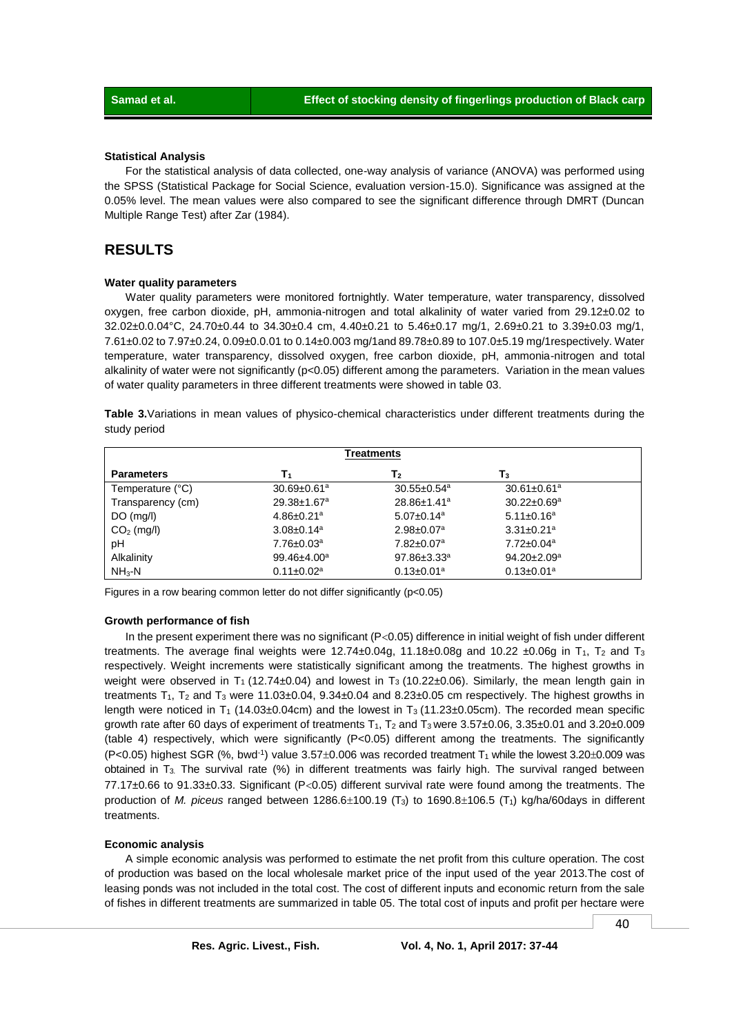### Statistical Analysis

For the statistical analysis of data collected, one-way analysis of variance (ANOVA) was performed using the SPSS (Statistical Package for Social Science, evaluation version-15.0). Significance was assigned at the 0.05% level. The mean values were also compared to see the significant difference through DMRT (Duncan Multiple Range Test) after Zar (1984).

## RESULTS

### Water quality parameters

Water quality parameters were monitored fortnightly. Water temperature, water transparency, dissolved oxygen, free carbon dioxide, pH, ammonia-nitrogen and total alkalinity of water varied from 29.12±0.02 to 32.02±0.0.04°C, 24.70±0.44 to 34.30±0.4 cm, 4.40±0.21 to 5.46±0.17 mg/1, 2.69±0.21 to 3.39±0.03 mg/1, 7.61±0.02 to 7.97±0.24, 0.09±0.0.01 to 0.14±0.003 mg/1and 89.78±0.89 to 107.0±5.19 mg/1respectively. Water temperature, water transparency, dissolved oxygen, free carbon dioxide, pH, ammonia-nitrogen and total alkalinity of water were not significantly ($p<0.05$) different among the parameters. Variation in the mean values of water quality parameters in three different treatments were showed in table 03.

**Table 3.**Variations in mean values of physico-chemical characteristics under different treatments during the study period

| | Treatments | | |
|---|---|---|---|
| **Parameters** | $T_1$ | $T_2$ | $T_3$ |
| Temperature (°C) | $30.69 \pm 0.61^a$ | $30.55 \pm 0.54^a$ | $30.61 \pm 0.61^a$ |
| Transparency (cm) | $29.38 \pm 1.67^a$ | $28.86 \pm 1.41^a$ | $30.22 \pm 0.69^a$ |
| DO (mg/l) | $4.86 \pm 0.21^a$ | $5.07 \pm 0.14^a$ | $5.11 \pm 0.16^a$ |
| $CO_2$ (mg/l) | $3.08 \pm 0.14^a$ | $2.98 \pm 0.07^a$ | $3.31 \pm 0.21^a$ |
| pH | $7.76 \pm 0.03^a$ | $7.82 \pm 0.07^a$ | $7.72 \pm 0.04^a$ |
| Alkalinity | $99.46 \pm 4.00^a$ | $97.86 \pm 3.33^a$ | $94.20 \pm 2.09^a$ |
| $NH_3$-N | $0.11 \pm 0.02^a$ | $0.13 \pm 0.01^a$ | $0.13 \pm 0.01^a$ |

Figures in a row bearing common letter do not differ significantly ($p<0.05$)

### Growth performance of fish

In the present experiment there was no significant ($P<0.05$) difference in initial weight of fish under different treatments. The average final weights were 12.74±0.04g, 11.18±0.08g and 10.22 ±0.06g in $T_1$, $T_2$ and $T_3$ respectively. Weight increments were statistically significant among the treatments. The highest growths in weight were observed in $T_1$ (12.74±0.04) and lowest in $T_3$ (10.22±0.06). Similarly, the mean length gain in treatments $T_1$, $T_2$ and $T_3$ were 11.03±0.04, 9.34±0.04 and 8.23±0.05 cm respectively. The highest growths in length were noticed in $T_1$ (14.03±0.04cm) and the lowest in $T_3$ (11.23±0.05cm). The recorded mean specific growth rate after 60 days of experiment of treatments $T_1$, $T_2$ and $T_3$ were 3.57±0.06, 3.35±0.01 and 3.20±0.009 (table 4) respectively, which were significantly ($P<0.05$) different among the treatments. The significantly ($P<0.05$) highest SGR (%, bwd$^{-1}$) value 3.57±0.006 was recorded treatment $T_1$ while the lowest 3.20±0.009 was obtained in $T_3$. The survival rate (%) in different treatments was fairly high. The survival ranged between 77.17±0.66 to 91.33±0.33. Significant ($P<0.05$) different survival rate were found among the treatments. The production of *M. piceus* ranged between 1286.6±100.19 ($T_3$) to 1690.8±106.5 ($T_1$) kg/ha/60days in different treatments.

### Economic analysis

A simple economic analysis was performed to estimate the net profit from this culture operation. The cost of production was based on the local wholesale market price of the input used of the year 2013.The cost of leasing ponds was not included in the total cost. The cost of different inputs and economic return from the sale of fishes in different treatments are summarized in table 05. The total cost of inputs and profit per hectare were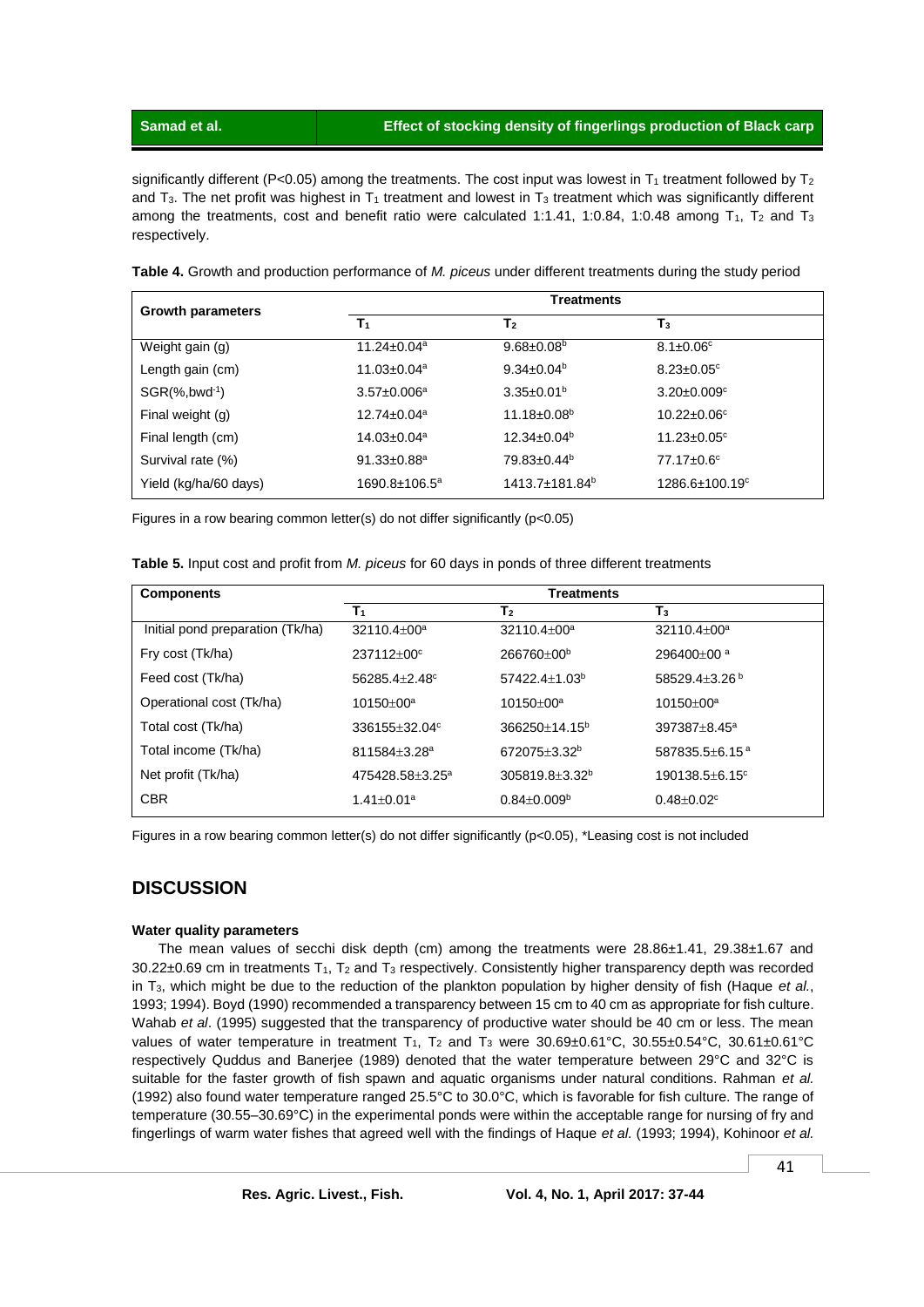significantly different (P<0.05) among the treatments. The cost input was lowest in $T_1$ treatment followed by $T_2$ and $T_3$. The net profit was highest in $T_1$ treatment and lowest in $T_3$ treatment which was significantly different among the treatments, cost and benefit ratio were calculated 1:1.41, 1:0.84, 1:0.48 among $T_1$, $T_2$ and $T_3$ respectively.

**Table 4.** Growth and production performance of *M. piceus* under different treatments during the study period

| Growth parameters | Treatments | | |
|---|---|---|---|
| | $T_1$ | $T_2$ | $T_3$ |
| Weight gain (g) | 11.24±0.04$^{a}$ | 9.68±0.08$^{b}$ | 8.1±0.06$^{c}$ |
| Length gain (cm) | 11.03±0.04$^{a}$ | 9.34±0.04$^{b}$ | 8.23±0.05$^{c}$ |
| SGR(%,bwd$^{-1}$) | 3.57±0.006$^{a}$ | 3.35±0.01$^{b}$ | 3.20±0.009$^{c}$ |
| Final weight (g) | 12.74±0.04$^{a}$ | 11.18±0.08$^{b}$ | 10.22±0.06$^{c}$ |
| Final length (cm) | 14.03±0.04$^{a}$ | 12.34±0.04$^{b}$ | 11.23±0.05$^{c}$ |
| Survival rate (%) | 91.33±0.88$^{a}$ | 79.83±0.44$^{b}$ | 77.17±0.6$^{c}$ |
| Yield (kg/ha/60 days) | 1690.8±106.5$^{a}$ | 1413.7±181.84$^{b}$ | 1286.6±100.19$^{c}$ |

Figures in a row bearing common letter(s) do not differ significantly (p<0.05)

**Table 5.** Input cost and profit from *M. piceus* for 60 days in ponds of three different treatments

| Components | Treatments | | |
|---|---|---|---|
| | $T_1$ | $T_2$ | $T_3$ |
| Initial pond preparation (Tk/ha) | 32110.4±00$^{a}$ | 32110.4±00$^{a}$ | 32110.4±00$^{a}$ |
| Fry cost (Tk/ha) | 237112±00$^{c}$ | 266760±00$^{b}$ | 296400±00$^{a}$ |
| Feed cost (Tk/ha) | 56285.4±2.48$^{c}$ | 57422.4±1.03$^{b}$ | 58529.4±3.26$^{b}$ |
| Operational cost (Tk/ha) | 10150±00$^{a}$ | 10150±00$^{a}$ | 10150±00$^{a}$ |
| Total cost (Tk/ha) | 336155±32.04$^{c}$ | 366250±14.15$^{b}$ | 397387±8.45$^{a}$ |
| Total income (Tk/ha) | 811584±3.28$^{a}$ | 672075±3.32$^{b}$ | 587835.5±6.15$^{a}$ |
| Net profit (Tk/ha) | 475428.58±3.25$^{a}$ | 305819.8±3.32$^{b}$ | 190138.5±6.15$^{c}$ |
| CBR | 1.41±0.01$^{a}$ | 0.84±0.009$^{b}$ | 0.48±0.02$^{c}$ |

Figures in a row bearing common letter(s) do not differ significantly (p<0.05), *Leasing cost is not included

## DISCUSSION

#### Water quality parameters

The mean values of secchi disk depth (cm) among the treatments were 28.86±1.41, 29.38±1.67 and 30.22±0.69 cm in treatments $T_1$, $T_2$ and $T_3$ respectively. Consistently higher transparency depth was recorded in $T_3$, which might be due to the reduction of the plankton population by higher density of fish (Haque *et al.*, 1993; 1994). Boyd (1990) recommended a transparency between 15 cm to 40 cm as appropriate for fish culture. Wahab *et al*. (1995) suggested that the transparency of productive water should be 40 cm or less. The mean values of water temperature in treatment $T_1$, $T_2$ and $T_3$ were 30.69±0.61°C, 30.55±0.54°C, 30.61±0.61°C respectively Quddus and Banerjee (1989) denoted that the water temperature between 29°C and 32°C is suitable for the faster growth of fish spawn and aquatic organisms under natural conditions. Rahman *et al.* (1992) also found water temperature ranged 25.5°C to 30.0°C, which is favorable for fish culture. The range of temperature (30.55–30.69°C) in the experimental ponds were within the acceptable range for nursing of fry and fingerlings of warm water fishes that agreed well with the findings of Haque *et al.* (1993; 1994), Kohinoor *et al.*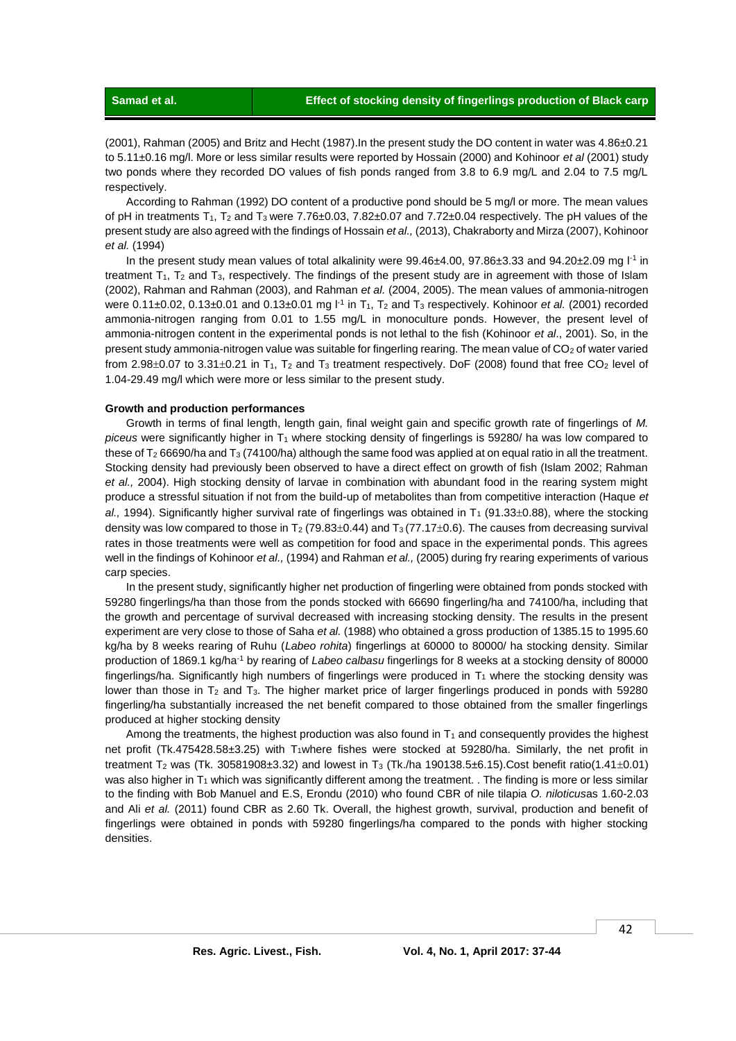(2001), Rahman (2005) and Britz and Hecht (1987).In the present study the DO content in water was 4.86±0.21 to 5.11±0.16 mg/l. More or less similar results were reported by Hossain (2000) and Kohinoor *et al* (2001) study two ponds where they recorded DO values of fish ponds ranged from 3.8 to 6.9 mg/L and 2.04 to 7.5 mg/L respectively.

According to Rahman (1992) DO content of a productive pond should be 5 mg/l or more. The mean values of pH in treatments $T_1$, $T_2$ and $T_3$ were 7.76±0.03, 7.82±0.07 and 7.72±0.04 respectively. The pH values of the present study are also agreed with the findings of Hossain *et al.,* (2013), Chakraborty and Mirza (2007), Kohinoor *et al.* (1994)

In the present study mean values of total alkalinity were 99.46±4.00, 97.86±3.33 and 94.20±2.09 mg $l^{-1}$ in treatment $T_1$, $T_2$ and $T_3$, respectively. The findings of the present study are in agreement with those of Islam (2002), Rahman and Rahman (2003), and Rahman *et al.* (2004, 2005). The mean values of ammonia-nitrogen were 0.11±0.02, 0.13±0.01 and 0.13±0.01 mg $l^{-1}$ in $T_1$, $T_2$ and $T_3$ respectively. Kohinoor *et al.* (2001) recorded ammonia-nitrogen ranging from 0.01 to 1.55 mg/L in monoculture ponds. However, the present level of ammonia-nitrogen content in the experimental ponds is not lethal to the fish (Kohinoor *et al*., 2001). So, in the present study ammonia-nitrogen value was suitable for fingerling rearing. The mean value of $CO_2$ of water varied from 2.98±0.07 to 3.31±0.21 in $T_1$, $T_2$ and $T_3$ treatment respectively. DoF (2008) found that free $CO_2$ level of 1.04-29.49 mg/l which were more or less similar to the present study.

**Growth and production performances**

Growth in terms of final length, length gain, final weight gain and specific growth rate of fingerlings of *M. piceus* were significantly higher in $T_1$ where stocking density of fingerlings is 59280/ ha was low compared to these of $T_2$ 66690/ha and $T_3$ (74100/ha) although the same food was applied at on equal ratio in all the treatment. Stocking density had previously been observed to have a direct effect on growth of fish (Islam 2002; Rahman *et al.,* 2004). High stocking density of larvae in combination with abundant food in the rearing system might produce a stressful situation if not from the build-up of metabolites than from competitive interaction (Haque *et al.,* 1994). Significantly higher survival rate of fingerlings was obtained in $T_1$ (91.33±0.88), where the stocking density was low compared to those in $T_2$ (79.83±0.44) and $T_3$ (77.17±0.6). The causes from decreasing survival rates in those treatments were well as competition for food and space in the experimental ponds. This agrees well in the findings of Kohinoor *et al.,* (1994) and Rahman *et al.,* (2005) during fry rearing experiments of various carp species.

In the present study, significantly higher net production of fingerling were obtained from ponds stocked with 59280 fingerlings/ha than those from the ponds stocked with 66690 fingerling/ha and 74100/ha, including that the growth and percentage of survival decreased with increasing stocking density. The results in the present experiment are very close to those of Saha *et al.* (1988) who obtained a gross production of 1385.15 to 1995.60 kg/ha by 8 weeks rearing of Ruhu (*Labeo rohita*) fingerlings at 60000 to 80000/ ha stocking density. Similar production of 1869.1 kg/ha$^{-1}$ by rearing of *Labeo calbasu* fingerlings for 8 weeks at a stocking density of 80000 fingerlings/ha. Significantly high numbers of fingerlings were produced in $T_1$ where the stocking density was lower than those in $T_2$ and $T_3$. The higher market price of larger fingerlings produced in ponds with 59280 fingerling/ha substantially increased the net benefit compared to those obtained from the smaller fingerlings produced at higher stocking density

Among the treatments, the highest production was also found in $T_1$ and consequently provides the highest net profit (Tk.475428.58±3.25) with $T_1$where fishes were stocked at 59280/ha. Similarly, the net profit in treatment $T_2$ was (Tk. 30581908±3.32) and lowest in $T_3$ (Tk./ha 190138.5±6.15).Cost benefit ratio(1.41±0.01) was also higher in $T_1$ which was significantly different among the treatment. . The finding is more or less similar to the finding with Bob Manuel and E.S, Erondu (2010) who found CBR of nile tilapia *O. niloticus*as 1.60-2.03 and Ali *et al.* (2011) found CBR as 2.60 Tk. Overall, the highest growth, survival, production and benefit of fingerlings were obtained in ponds with 59280 fingerlings/ha compared to the ponds with higher stocking densities.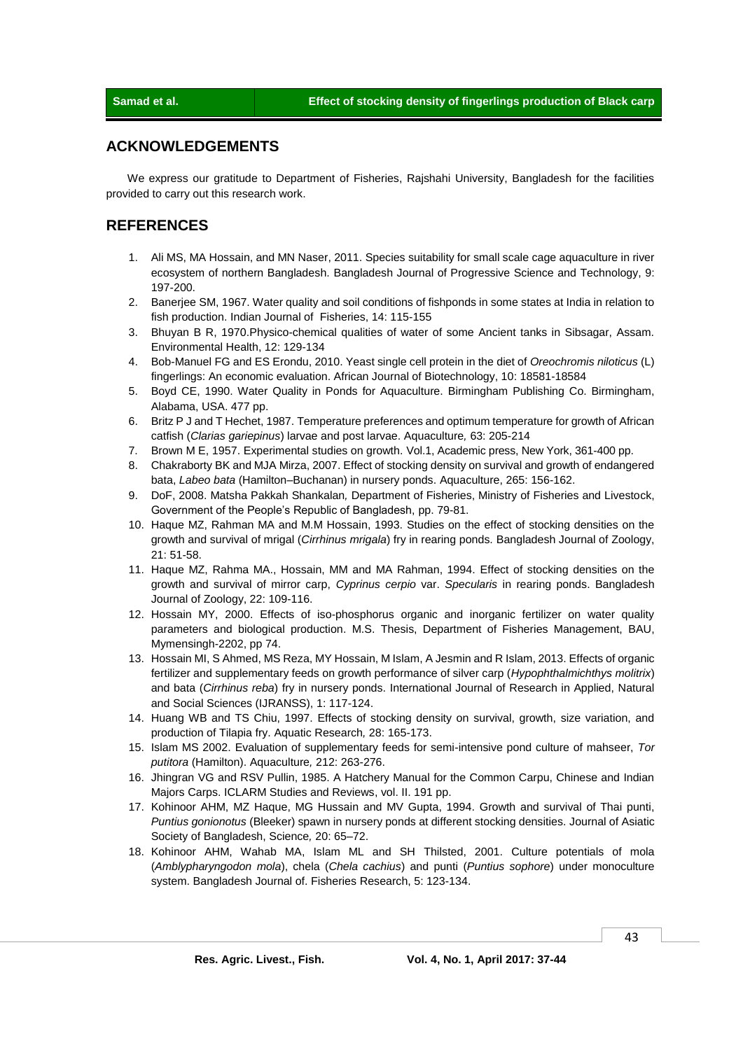## ACKNOWLEDGEMENTS

We express our gratitude to Department of Fisheries, Rajshahi University, Bangladesh for the facilities provided to carry out this research work.

## REFERENCES

1. Ali MS, MA Hossain, and MN Naser, 2011. Species suitability for small scale cage aquaculture in river ecosystem of northern Bangladesh. Bangladesh Journal of Progressive Science and Technology, 9: 197-200.
2. Banerjee SM, 1967. Water quality and soil conditions of fishponds in some states at India in relation to fish production. Indian Journal of Fisheries, 14: 115-155
3. Bhuyan B R, 1970.Physico-chemical qualities of water of some Ancient tanks in Sibsagar, Assam. Environmental Health, 12: 129-134
4. Bob-Manuel FG and ES Erondu, 2010. Yeast single cell protein in the diet of *Oreochromis niloticus* (L) fingerlings: An economic evaluation. African Journal of Biotechnology, 10: 18581-18584
5. Boyd CE, 1990. Water Quality in Ponds for Aquaculture. Birmingham Publishing Co. Birmingham, Alabama, USA. 477 pp.
6. Britz P J and T Hechet, 1987. Temperature preferences and optimum temperature for growth of African catfish (*Clarias gariepinus*) larvae and post larvae. Aquaculture*,* 63: 205-214
7. Brown M E, 1957. Experimental studies on growth. Vol.1, Academic press, New York, 361-400 pp.
8. Chakraborty BK and MJA Mirza, 2007. Effect of stocking density on survival and growth of endangered bata, *Labeo bata* (Hamilton–Buchanan) in nursery ponds. Aquaculture, 265: 156-162.
9. DoF, 2008. Matsha Pakkah Shankalan*,* Department of Fisheries, Ministry of Fisheries and Livestock, Government of the People's Republic of Bangladesh, pp. 79-81.
10. Haque MZ, Rahman MA and M.M Hossain, 1993. Studies on the effect of stocking densities on the growth and survival of mrigal (*Cirrhinus mrigala*) fry in rearing ponds*.* Bangladesh Journal of Zoology, 21: 51-58.
11. Haque MZ, Rahma MA., Hossain, MM and MA Rahman, 1994. Effect of stocking densities on the growth and survival of mirror carp, *Cyprinus cerpio* var. *Specularis* in rearing ponds. Bangladesh Journal of Zoology, 22: 109-116.
12. Hossain MY, 2000. Effects of iso-phosphorus organic and inorganic fertilizer on water quality parameters and biological production. M.S. Thesis, Department of Fisheries Management, BAU, Mymensingh-2202, pp 74.
13. Hossain MI, S Ahmed, MS Reza, MY Hossain, M Islam, A Jesmin and R Islam, 2013. Effects of organic fertilizer and supplementary feeds on growth performance of silver carp (*Hypophthalmichthys molitrix*) and bata (*Cirrhinus reba*) fry in nursery ponds. International Journal of Research in Applied, Natural and Social Sciences (IJRANSS), 1: 117-124.
14. Huang WB and TS Chiu, 1997. Effects of stocking density on survival, growth, size variation, and production of Tilapia fry. Aquatic Research*,* 28: 165-173.
15. Islam MS 2002. Evaluation of supplementary feeds for semi-intensive pond culture of mahseer, *Tor putitora* (Hamilton). Aquaculture*,* 212: 263-276.
16. Jhingran VG and RSV Pullin, 1985. A Hatchery Manual for the Common Carpu, Chinese and Indian Majors Carps. ICLARM Studies and Reviews, vol. II. 191 pp.
17. Kohinoor AHM, MZ Haque, MG Hussain and MV Gupta, 1994. Growth and survival of Thai punti, *Puntius gonionotus* (Bleeker) spawn in nursery ponds at different stocking densities. Journal of Asiatic Society of Bangladesh, Science*,* 20: 65–72.
18. Kohinoor AHM, Wahab MA, Islam ML and SH Thilsted, 2001. Culture potentials of mola (*Amblypharyngodon mola*), chela (*Chela cachius*) and punti (*Puntius sophore*) under monoculture system. Bangladesh Journal of. Fisheries Research, 5: 123-134.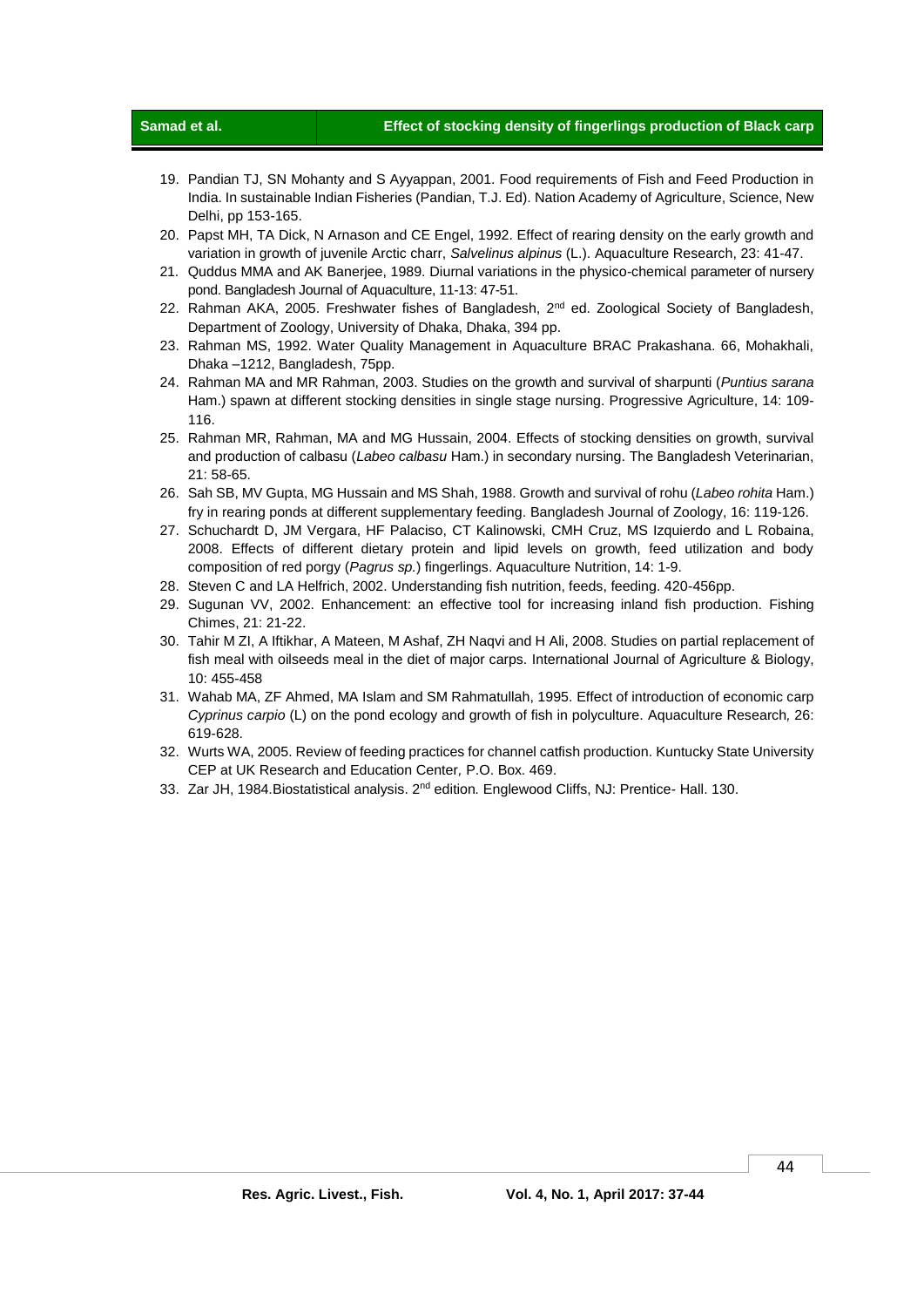19. Pandian TJ, SN Mohanty and S Ayyappan, 2001. Food requirements of Fish and Feed Production in India. In sustainable Indian Fisheries (Pandian, T.J. Ed). Nation Academy of Agriculture, Science, New Delhi, pp 153-165.
20. Papst MH, TA Dick, N Arnason and CE Engel, 1992. Effect of rearing density on the early growth and variation in growth of juvenile Arctic charr, *Salvelinus alpinus* (L.). Aquaculture Research, 23: 41-47.
21. Quddus MMA and AK Banerjee, 1989. Diurnal variations in the physico-chemical parameter of nursery pond. Bangladesh Journal of Aquaculture, 11-13: 47-51.
22. Rahman AKA, 2005. Freshwater fishes of Bangladesh, 2nd ed. Zoological Society of Bangladesh, Department of Zoology, University of Dhaka, Dhaka, 394 pp.
23. Rahman MS, 1992. Water Quality Management in Aquaculture BRAC Prakashana. 66, Mohakhali, Dhaka –1212, Bangladesh, 75pp.
24. Rahman MA and MR Rahman, 2003. Studies on the growth and survival of sharpunti (*Puntius sarana* Ham.) spawn at different stocking densities in single stage nursing. Progressive Agriculture, 14: 109-116.
25. Rahman MR, Rahman, MA and MG Hussain, 2004. Effects of stocking densities on growth, survival and production of calbasu (*Labeo calbasu* Ham.) in secondary nursing. The Bangladesh Veterinarian, 21: 58-65.
26. Sah SB, MV Gupta, MG Hussain and MS Shah, 1988. Growth and survival of rohu (*Labeo rohita* Ham.) fry in rearing ponds at different supplementary feeding. Bangladesh Journal of Zoology, 16: 119-126.
27. Schuchardt D, JM Vergara, HF Palaciso, CT Kalinowski, CMH Cruz, MS Izquierdo and L Robaina, 2008. Effects of different dietary protein and lipid levels on growth, feed utilization and body composition of red porgy (*Pagrus sp.*) fingerlings. Aquaculture Nutrition, 14: 1-9.
28. Steven C and LA Helfrich, 2002. Understanding fish nutrition, feeds, feeding. 420-456pp.
29. Sugunan VV, 2002. Enhancement: an effective tool for increasing inland fish production. Fishing Chimes, 21: 21-22.
30. Tahir M ZI, A Iftikhar, A Mateen, M Ashaf, ZH Naqvi and H Ali, 2008. Studies on partial replacement of fish meal with oilseeds meal in the diet of major carps. International Journal of Agriculture & Biology, 10: 455-458
31. Wahab MA, ZF Ahmed, MA Islam and SM Rahmatullah, 1995. Effect of introduction of economic carp *Cyprinus carpio* (L) on the pond ecology and growth of fish in polyculture. Aquaculture Research*,* 26: 619-628.
32. Wurts WA, 2005. Review of feeding practices for channel catfish production. Kuntucky State University CEP at UK Research and Education Center*,* P.O. Box. 469.
33. Zar JH, 1984.Biostatistical analysis. 2nd edition*.* Englewood Cliffs, NJ: Prentice- Hall. 130.